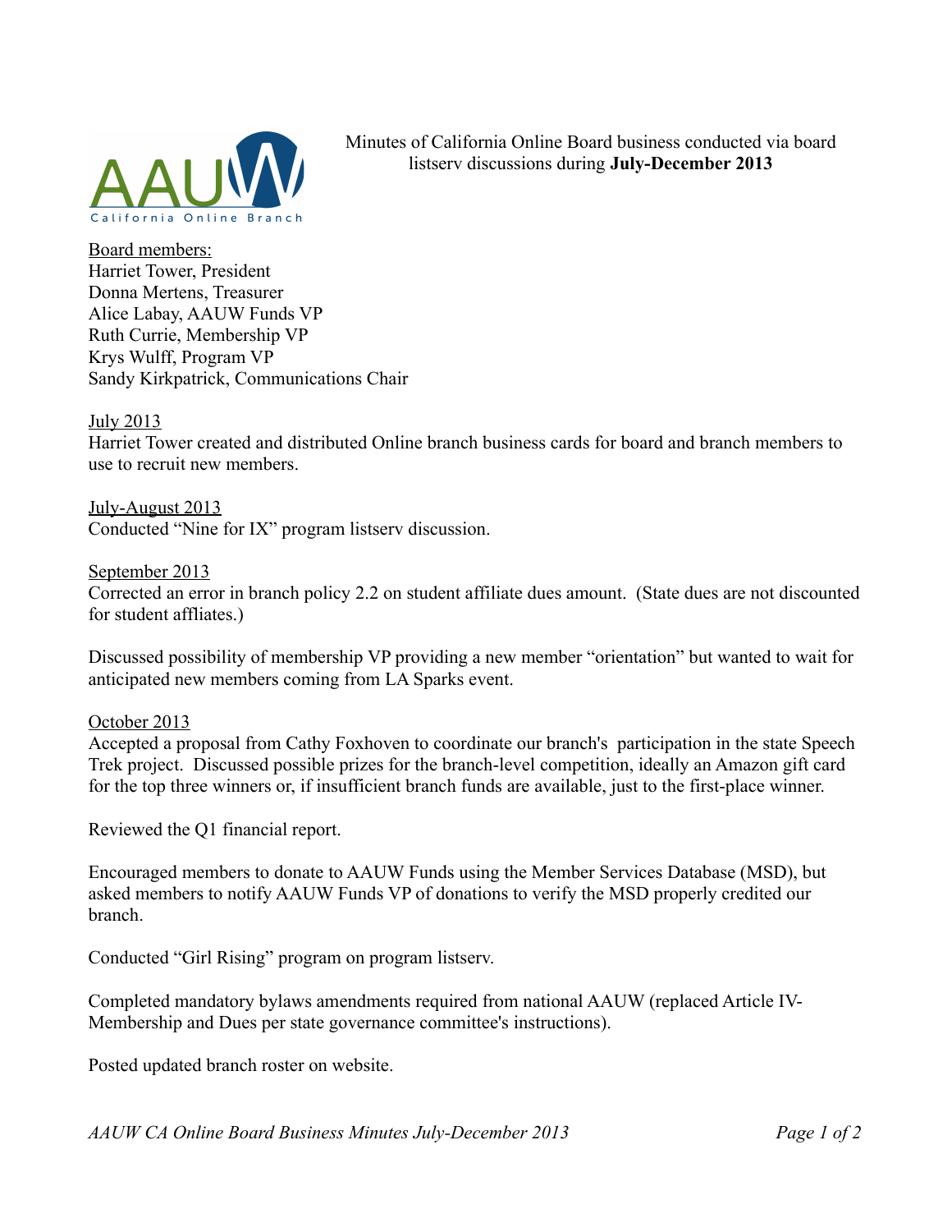Minutes of California Online Board business conducted via board listserv discussions during **July-December 2013**

Board members:
Harriet Tower, President
Donna Mertens, Treasurer
Alice Labay, AAUW Funds VP
Ruth Currie, Membership VP
Krys Wulff, Program VP
Sandy Kirkpatrick, Communications Chair

July 2013
Harriet Tower created and distributed Online branch business cards for board and branch members to use to recruit new members.

July-August 2013
Conducted "Nine for IX" program listserv discussion.

September 2013
Corrected an error in branch policy 2.2 on student affiliate dues amount. (State dues are not discounted for student affliates.)

Discussed possibility of membership VP providing a new member "orientation" but wanted to wait for anticipated new members coming from LA Sparks event.

October 2013
Accepted a proposal from Cathy Foxhoven to coordinate our branch's participation in the state Speech Trek project. Discussed possible prizes for the branch-level competition, ideally an Amazon gift card for the top three winners or, if insufficient branch funds are available, just to the first-place winner.

Reviewed the Q1 financial report.

Encouraged members to donate to AAUW Funds using the Member Services Database (MSD), but asked members to notify AAUW Funds VP of donations to verify the MSD properly credited our branch.

Conducted "Girl Rising" program on program listserv.

Completed mandatory bylaws amendments required from national AAUW (replaced Article IV-Membership and Dues per state governance committee's instructions).

Posted updated branch roster on website.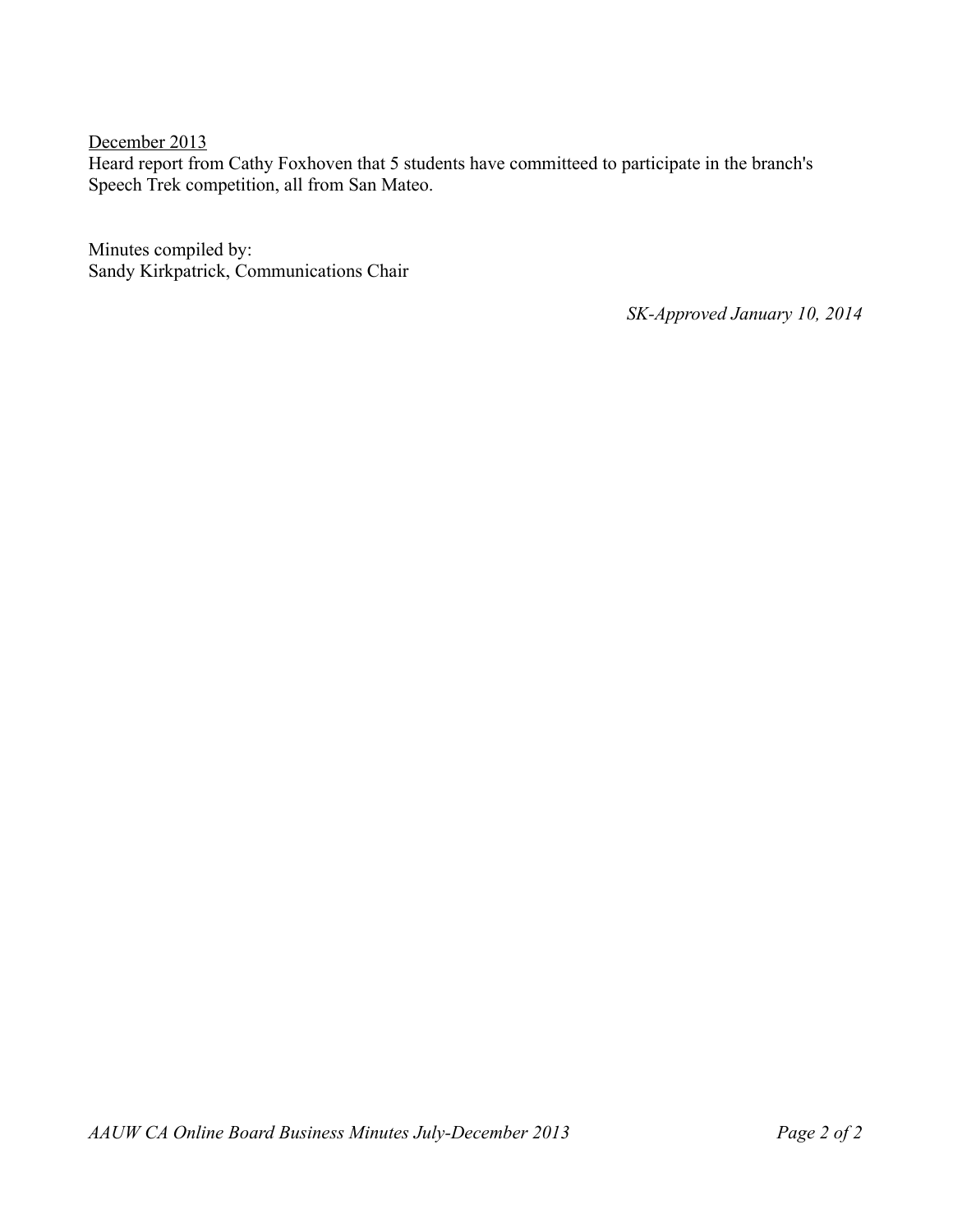<u>December 2013</u>
Heard report from Cathy Foxhoven that 5 students have committeed to participate in the branch's Speech Trek competition, all from San Mateo.

Minutes compiled by:
Sandy Kirkpatrick, Communications Chair

*SK-Approved January 10, 2014*